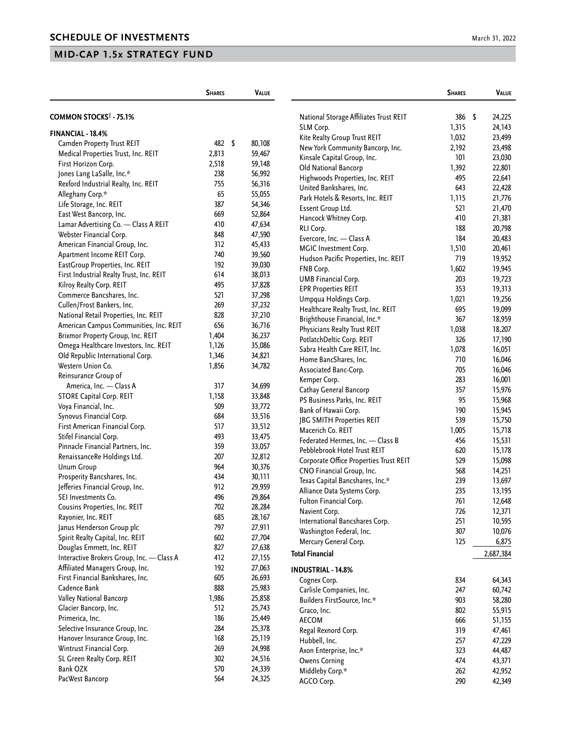## SCHEDULE OF INVESTMENTS

March 31, 2022

## MID-CAP 1.5x STRATEGY FUND

| | Shares | Value |
|---|---|---|
| **COMMON STOCKS† - 75.1%** | | |
| **FINANCIAL - 18.4%** | | |
| Camden Property Trust REIT | 482 | $ 80,108 |
| Medical Properties Trust, Inc. REIT | 2,813 | 59,467 |
| First Horizon Corp. | 2,518 | 59,148 |
| Jones Lang LaSalle, Inc.* | 238 | 56,992 |
| Rexford Industrial Realty, Inc. REIT | 755 | 56,316 |
| Alleghany Corp.* | 65 | 55,055 |
| Life Storage, Inc. REIT | 387 | 54,346 |
| East West Bancorp, Inc. | 669 | 52,864 |
| Lamar Advertising Co. — Class A REIT | 410 | 47,634 |
| Webster Financial Corp. | 848 | 47,590 |
| American Financial Group, Inc. | 312 | 45,433 |
| Apartment Income REIT Corp. | 740 | 39,560 |
| EastGroup Properties, Inc. REIT | 192 | 39,030 |
| First Industrial Realty Trust, Inc. REIT | 614 | 38,013 |
| Kilroy Realty Corp. REIT | 495 | 37,828 |
| Commerce Bancshares, Inc. | 521 | 37,298 |
| Cullen/Frost Bankers, Inc. | 269 | 37,232 |
| National Retail Properties, Inc. REIT | 828 | 37,210 |
| American Campus Communities, Inc. REIT | 656 | 36,716 |
| Brixmor Property Group, Inc. REIT | 1,404 | 36,237 |
| Omega Healthcare Investors, Inc. REIT | 1,126 | 35,086 |
| Old Republic International Corp. | 1,346 | 34,821 |
| Western Union Co. | 1,856 | 34,782 |
| Reinsurance Group of America, Inc. — Class A | 317 | 34,699 |
| STORE Capital Corp. REIT | 1,158 | 33,848 |
| Voya Financial, Inc. | 509 | 33,772 |
| Synovus Financial Corp. | 684 | 33,516 |
| First American Financial Corp. | 517 | 33,512 |
| Stifel Financial Corp. | 493 | 33,475 |
| Pinnacle Financial Partners, Inc. | 359 | 33,057 |
| RenaissanceRe Holdings Ltd. | 207 | 32,812 |
| Unum Group | 964 | 30,376 |
| Prosperity Bancshares, Inc. | 434 | 30,111 |
| Jefferies Financial Group, Inc. | 912 | 29,959 |
| SEI Investments Co. | 496 | 29,864 |
| Cousins Properties, Inc. REIT | 702 | 28,284 |
| Rayonier, Inc. REIT | 685 | 28,167 |
| Janus Henderson Group plc | 797 | 27,911 |
| Spirit Realty Capital, Inc. REIT | 602 | 27,704 |
| Douglas Emmett, Inc. REIT | 827 | 27,638 |
| Interactive Brokers Group, Inc. — Class A | 412 | 27,155 |
| Affiliated Managers Group, Inc. | 192 | 27,063 |
| First Financial Bankshares, Inc. | 605 | 26,693 |
| Cadence Bank | 888 | 25,983 |
| Valley National Bancorp | 1,986 | 25,858 |
| Glacier Bancorp, Inc. | 512 | 25,743 |
| Primerica, Inc. | 186 | 25,449 |
| Selective Insurance Group, Inc. | 284 | 25,378 |
| Hanover Insurance Group, Inc. | 168 | 25,119 |
| Wintrust Financial Corp. | 269 | 24,998 |
| SL Green Realty Corp. REIT | 302 | 24,516 |
| Bank OZK | 570 | 24,339 |
| PacWest Bancorp | 564 | 24,325 |
| National Storage Affiliates Trust REIT | 386 | $ 24,225 |
| SLM Corp. | 1,315 | 24,143 |
| Kite Realty Group Trust REIT | 1,032 | 23,499 |
| New York Community Bancorp, Inc. | 2,192 | 23,498 |
| Kinsale Capital Group, Inc. | 101 | 23,030 |
| Old National Bancorp | 1,392 | 22,801 |
| Highwoods Properties, Inc. REIT | 495 | 22,641 |
| United Bankshares, Inc. | 643 | 22,428 |
| Park Hotels & Resorts, Inc. REIT | 1,115 | 21,776 |
| Essent Group Ltd. | 521 | 21,470 |
| Hancock Whitney Corp. | 410 | 21,381 |
| RLI Corp. | 188 | 20,798 |
| Evercore, Inc. — Class A | 184 | 20,483 |
| MGIC Investment Corp. | 1,510 | 20,461 |
| Hudson Pacific Properties, Inc. REIT | 719 | 19,952 |
| FNB Corp. | 1,602 | 19,945 |
| UMB Financial Corp. | 203 | 19,723 |
| EPR Properties REIT | 353 | 19,313 |
| Umpqua Holdings Corp. | 1,021 | 19,256 |
| Healthcare Realty Trust, Inc. REIT | 695 | 19,099 |
| Brighthouse Financial, Inc.* | 367 | 18,959 |
| Physicians Realty Trust REIT | 1,038 | 18,207 |
| PotlatchDeltic Corp. REIT | 326 | 17,190 |
| Sabra Health Care REIT, Inc. | 1,078 | 16,051 |
| Home BancShares, Inc. | 710 | 16,046 |
| Associated Banc-Corp. | 705 | 16,046 |
| Kemper Corp. | 283 | 16,001 |
| Cathay General Bancorp | 357 | 15,976 |
| PS Business Parks, Inc. REIT | 95 | 15,968 |
| Bank of Hawaii Corp. | 190 | 15,945 |
| JBG SMITH Properties REIT | 539 | 15,750 |
| Macerich Co. REIT | 1,005 | 15,718 |
| Federated Hermes, Inc. — Class B | 456 | 15,531 |
| Pebblebrook Hotel Trust REIT | 620 | 15,178 |
| Corporate Office Properties Trust REIT | 529 | 15,098 |
| CNO Financial Group, Inc. | 568 | 14,251 |
| Texas Capital Bancshares, Inc.* | 239 | 13,697 |
| Alliance Data Systems Corp. | 235 | 13,195 |
| Fulton Financial Corp. | 761 | 12,648 |
| Navient Corp. | 726 | 12,371 |
| International Bancshares Corp. | 251 | 10,595 |
| Washington Federal, Inc. | 307 | 10,076 |
| Mercury General Corp. | 125 | 6,875 |
| **Total Financial** | | 2,687,384 |
| **INDUSTRIAL - 14.8%** | | |
| Cognex Corp. | 834 | 64,343 |
| Carlisle Companies, Inc. | 247 | 60,742 |
| Builders FirstSource, Inc.* | 903 | 58,280 |
| Graco, Inc. | 802 | 55,915 |
| AECOM | 666 | 51,155 |
| Regal Rexnord Corp. | 319 | 47,461 |
| Hubbell, Inc. | 257 | 47,229 |
| Axon Enterprise, Inc.* | 323 | 44,487 |
| Owens Corning | 474 | 43,371 |
| Middleby Corp.* | 262 | 42,952 |
| AGCO Corp. | 290 | 42,349 |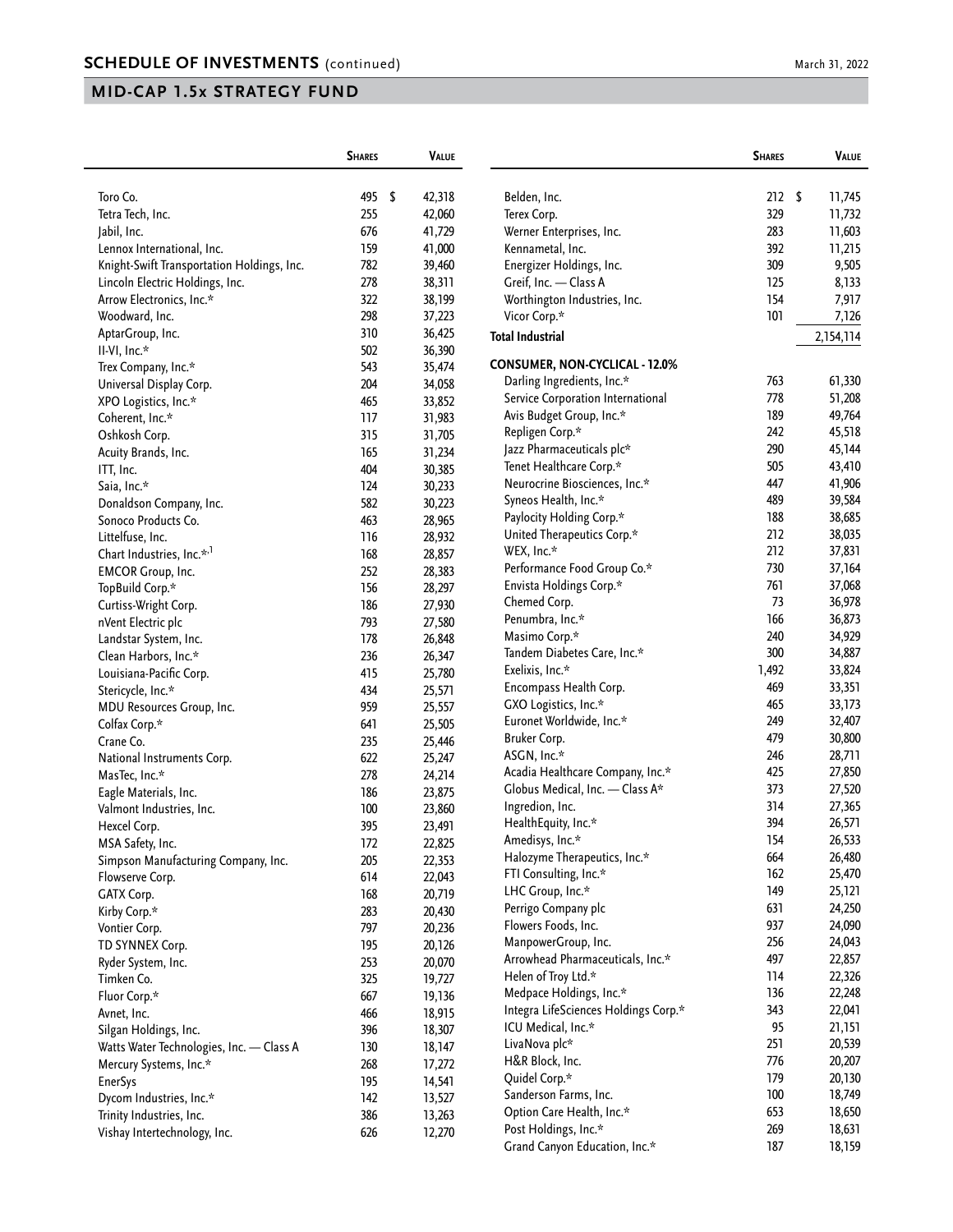## MID-CAP 1.5x STRATEGY FUND

| | Shares | Value |
|---|---|---|
| Toro Co. | 495 | $ 42,318 |
| Tetra Tech, Inc. | 255 | 42,060 |
| Jabil, Inc. | 676 | 41,729 |
| Lennox International, Inc. | 159 | 41,000 |
| Knight-Swift Transportation Holdings, Inc. | 782 | 39,460 |
| Lincoln Electric Holdings, Inc. | 278 | 38,311 |
| Arrow Electronics, Inc.* | 322 | 38,199 |
| Woodward, Inc. | 298 | 37,223 |
| AptarGroup, Inc. | 310 | 36,425 |
| II-VI, Inc.* | 502 | 36,390 |
| Trex Company, Inc.* | 543 | 35,474 |
| Universal Display Corp. | 204 | 34,058 |
| XPO Logistics, Inc.* | 465 | 33,852 |
| Coherent, Inc.* | 117 | 31,983 |
| Oshkosh Corp. | 315 | 31,705 |
| Acuity Brands, Inc. | 165 | 31,234 |
| ITT, Inc. | 404 | 30,385 |
| Saia, Inc.* | 124 | 30,233 |
| Donaldson Company, Inc. | 582 | 30,223 |
| Sonoco Products Co. | 463 | 28,965 |
| Littelfuse, Inc. | 116 | 28,932 |
| Chart Industries, Inc.*,[1] | 168 | 28,857 |
| EMCOR Group, Inc. | 252 | 28,383 |
| TopBuild Corp.* | 156 | 28,297 |
| Curtiss-Wright Corp. | 186 | 27,930 |
| nVent Electric plc | 793 | 27,580 |
| Landstar System, Inc. | 178 | 26,848 |
| Clean Harbors, Inc.* | 236 | 26,347 |
| Louisiana-Pacific Corp. | 415 | 25,780 |
| Stericycle, Inc.* | 434 | 25,571 |
| MDU Resources Group, Inc. | 959 | 25,557 |
| Colfax Corp.* | 641 | 25,505 |
| Crane Co. | 235 | 25,446 |
| National Instruments Corp. | 622 | 25,247 |
| MasTec, Inc.* | 278 | 24,214 |
| Eagle Materials, Inc. | 186 | 23,875 |
| Valmont Industries, Inc. | 100 | 23,860 |
| Hexcel Corp. | 395 | 23,491 |
| MSA Safety, Inc. | 172 | 22,825 |
| Simpson Manufacturing Company, Inc. | 205 | 22,353 |
| Flowserve Corp. | 614 | 22,043 |
| GATX Corp. | 168 | 20,719 |
| Kirby Corp.* | 283 | 20,430 |
| Vontier Corp. | 797 | 20,236 |
| TD SYNNEX Corp. | 195 | 20,126 |
| Ryder System, Inc. | 253 | 20,070 |
| Timken Co. | 325 | 19,727 |
| Fluor Corp.* | 667 | 19,136 |
| Avnet, Inc. | 466 | 18,915 |
| Silgan Holdings, Inc. | 396 | 18,307 |
| Watts Water Technologies, Inc. — Class A | 130 | 18,147 |
| Mercury Systems, Inc.* | 268 | 17,272 |
| EnerSys | 195 | 14,541 |
| Dycom Industries, Inc.* | 142 | 13,527 |
| Trinity Industries, Inc. | 386 | 13,263 |
| Vishay Intertechnology, Inc. | 626 | 12,270 |
| Belden, Inc. | 212 | $ 11,745 |
| Terex Corp. | 329 | 11,732 |
| Werner Enterprises, Inc. | 283 | 11,603 |
| Kennametal, Inc. | 392 | 11,215 |
| Energizer Holdings, Inc. | 309 | 9,505 |
| Greif, Inc. — Class A | 125 | 8,133 |
| Worthington Industries, Inc. | 154 | 7,917 |
| Vicor Corp.* | 101 | 7,126 |
| **Total Industrial** | | 2,154,114 |
| **CONSUMER, NON-CYCLICAL - 12.0%** | | |
| Darling Ingredients, Inc.* | 763 | 61,330 |
| Service Corporation International | 778 | 51,208 |
| Avis Budget Group, Inc.* | 189 | 49,764 |
| Repligen Corp.* | 242 | 45,518 |
| Jazz Pharmaceuticals plc* | 290 | 45,144 |
| Tenet Healthcare Corp.* | 505 | 43,410 |
| Neurocrine Biosciences, Inc.* | 447 | 41,906 |
| Syneos Health, Inc.* | 489 | 39,584 |
| Paylocity Holding Corp.* | 188 | 38,685 |
| United Therapeutics Corp.* | 212 | 38,035 |
| WEX, Inc.* | 212 | 37,831 |
| Performance Food Group Co.* | 730 | 37,164 |
| Envista Holdings Corp.* | 761 | 37,068 |
| Chemed Corp. | 73 | 36,978 |
| Penumbra, Inc.* | 166 | 36,873 |
| Masimo Corp.* | 240 | 34,929 |
| Tandem Diabetes Care, Inc.* | 300 | 34,887 |
| Exelixis, Inc.* | 1,492 | 33,824 |
| Encompass Health Corp. | 469 | 33,351 |
| GXO Logistics, Inc.* | 465 | 33,173 |
| Euronet Worldwide, Inc.* | 249 | 32,407 |
| Bruker Corp. | 479 | 30,800 |
| ASGN, Inc.* | 246 | 28,711 |
| Acadia Healthcare Company, Inc.* | 425 | 27,850 |
| Globus Medical, Inc. — Class A* | 373 | 27,520 |
| Ingredion, Inc. | 314 | 27,365 |
| HealthEquity, Inc.* | 394 | 26,571 |
| Amedisys, Inc.* | 154 | 26,533 |
| Halozyme Therapeutics, Inc.* | 664 | 26,480 |
| FTI Consulting, Inc.* | 162 | 25,470 |
| LHC Group, Inc.* | 149 | 25,121 |
| Perrigo Company plc | 631 | 24,250 |
| Flowers Foods, Inc. | 937 | 24,090 |
| ManpowerGroup, Inc. | 256 | 24,043 |
| Arrowhead Pharmaceuticals, Inc.* | 497 | 22,857 |
| Helen of Troy Ltd.* | 114 | 22,326 |
| Medpace Holdings, Inc.* | 136 | 22,248 |
| Integra LifeSciences Holdings Corp.* | 343 | 22,041 |
| ICU Medical, Inc.* | 95 | 21,151 |
| LivaNova plc* | 251 | 20,539 |
| H&R Block, Inc. | 776 | 20,207 |
| Quidel Corp.* | 179 | 20,130 |
| Sanderson Farms, Inc. | 100 | 18,749 |
| Option Care Health, Inc.* | 653 | 18,650 |
| Post Holdings, Inc.* | 269 | 18,631 |
| Grand Canyon Education, Inc.* | 187 | 18,159 |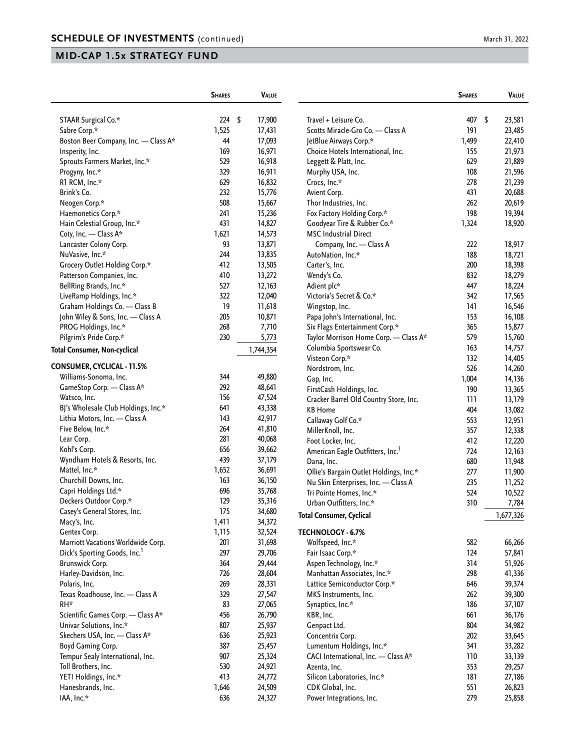## SCHEDULE OF INVESTMENTS (continued)

March 31, 2022

## MID-CAP 1.5x STRATEGY FUND

| | Shares | Value |
|---|---|---|
| STAAR Surgical Co.* | 224 | $ 17,900 |
| Sabre Corp.* | 1,525 | 17,431 |
| Boston Beer Company, Inc. — Class A* | 44 | 17,093 |
| Insperity, Inc. | 169 | 16,971 |
| Sprouts Farmers Market, Inc.* | 529 | 16,918 |
| Progyny, Inc.* | 329 | 16,911 |
| R1 RCM, Inc.* | 629 | 16,832 |
| Brink's Co. | 232 | 15,776 |
| Neogen Corp.* | 508 | 15,667 |
| Haemonetics Corp.* | 241 | 15,236 |
| Hain Celestial Group, Inc.* | 431 | 14,827 |
| Coty, Inc. — Class A* | 1,621 | 14,573 |
| Lancaster Colony Corp. | 93 | 13,871 |
| NuVasive, Inc.* | 244 | 13,835 |
| Grocery Outlet Holding Corp.* | 412 | 13,505 |
| Patterson Companies, Inc. | 410 | 13,272 |
| BellRing Brands, Inc.* | 527 | 12,163 |
| LiveRamp Holdings, Inc.* | 322 | 12,040 |
| Graham Holdings Co. — Class B | 19 | 11,618 |
| John Wiley & Sons, Inc. — Class A | 205 | 10,871 |
| PROG Holdings, Inc.* | 268 | 7,710 |
| Pilgrim's Pride Corp.* | 230 | 5,773 |
| **Total Consumer, Non-cyclical** | | 1,744,354 |
| **CONSUMER, CYCLICAL - 11.5%** | | |
| Williams-Sonoma, Inc. | 344 | 49,880 |
| GameStop Corp. — Class A* | 292 | 48,641 |
| Watsco, Inc. | 156 | 47,524 |
| BJ's Wholesale Club Holdings, Inc.* | 641 | 43,338 |
| Lithia Motors, Inc. — Class A | 143 | 42,917 |
| Five Below, Inc.* | 264 | 41,810 |
| Lear Corp. | 281 | 40,068 |
| Kohl's Corp. | 656 | 39,662 |
| Wyndham Hotels & Resorts, Inc. | 439 | 37,179 |
| Mattel, Inc.* | 1,652 | 36,691 |
| Churchill Downs, Inc. | 163 | 36,150 |
| Capri Holdings Ltd.* | 696 | 35,768 |
| Deckers Outdoor Corp.* | 129 | 35,316 |
| Casey's General Stores, Inc. | 175 | 34,680 |
| Macy's, Inc. | 1,411 | 34,372 |
| Gentex Corp. | 1,115 | 32,524 |
| Marriott Vacations Worldwide Corp. | 201 | 31,698 |
| Dick's Sporting Goods, Inc.[1] | 297 | 29,706 |
| Brunswick Corp. | 364 | 29,444 |
| Harley-Davidson, Inc. | 726 | 28,604 |
| Polaris, Inc. | 269 | 28,331 |
| Texas Roadhouse, Inc. — Class A | 329 | 27,547 |
| RH* | 83 | 27,065 |
| Scientific Games Corp. — Class A* | 456 | 26,790 |
| Univar Solutions, Inc.* | 807 | 25,937 |
| Skechers USA, Inc. — Class A* | 636 | 25,923 |
| Boyd Gaming Corp. | 387 | 25,457 |
| Tempur Sealy International, Inc. | 907 | 25,324 |
| Toll Brothers, Inc. | 530 | 24,921 |
| YETI Holdings, Inc.* | 413 | 24,772 |
| Hanesbrands, Inc. | 1,646 | 24,509 |
| IAA, Inc.* | 636 | 24,327 |
| Travel + Leisure Co. | 407 | $ 23,581 |
| Scotts Miracle-Gro Co. — Class A | 191 | 23,485 |
| JetBlue Airways Corp.* | 1,499 | 22,410 |
| Choice Hotels International, Inc. | 155 | 21,973 |
| Leggett & Platt, Inc. | 629 | 21,889 |
| Murphy USA, Inc. | 108 | 21,596 |
| Crocs, Inc.* | 278 | 21,239 |
| Avient Corp. | 431 | 20,688 |
| Thor Industries, Inc. | 262 | 20,619 |
| Fox Factory Holding Corp.* | 198 | 19,394 |
| Goodyear Tire & Rubber Co.* | 1,324 | 18,920 |
| MSC Industrial Direct Company, Inc. — Class A | 222 | 18,917 |
| AutoNation, Inc.* | 188 | 18,721 |
| Carter's, Inc. | 200 | 18,398 |
| Wendy's Co. | 832 | 18,279 |
| Adient plc* | 447 | 18,224 |
| Victoria's Secret & Co.* | 342 | 17,565 |
| Wingstop, Inc. | 141 | 16,546 |
| Papa John's International, Inc. | 153 | 16,108 |
| Six Flags Entertainment Corp.* | 365 | 15,877 |
| Taylor Morrison Home Corp. — Class A* | 579 | 15,760 |
| Columbia Sportswear Co. | 163 | 14,757 |
| Visteon Corp.* | 132 | 14,405 |
| Nordstrom, Inc. | 526 | 14,260 |
| Gap, Inc. | 1,004 | 14,136 |
| FirstCash Holdings, Inc. | 190 | 13,365 |
| Cracker Barrel Old Country Store, Inc. | 111 | 13,179 |
| KB Home | 404 | 13,082 |
| Callaway Golf Co.* | 553 | 12,951 |
| MillerKnoll, Inc. | 357 | 12,338 |
| Foot Locker, Inc. | 412 | 12,220 |
| American Eagle Outfitters, Inc.[1] | 724 | 12,163 |
| Dana, Inc. | 680 | 11,948 |
| Ollie's Bargain Outlet Holdings, Inc.* | 277 | 11,900 |
| Nu Skin Enterprises, Inc. — Class A | 235 | 11,252 |
| Tri Pointe Homes, Inc.* | 524 | 10,522 |
| Urban Outfitters, Inc.* | 310 | 7,784 |
| **Total Consumer, Cyclical** | | 1,677,326 |
| **TECHNOLOGY - 6.7%** | | |
| Wolfspeed, Inc.* | 582 | 66,266 |
| Fair Isaac Corp.* | 124 | 57,841 |
| Aspen Technology, Inc.* | 314 | 51,926 |
| Manhattan Associates, Inc.* | 298 | 41,336 |
| Lattice Semiconductor Corp.* | 646 | 39,374 |
| MKS Instruments, Inc. | 262 | 39,300 |
| Synaptics, Inc.* | 186 | 37,107 |
| KBR, Inc. | 661 | 36,176 |
| Genpact Ltd. | 804 | 34,982 |
| Concentrix Corp. | 202 | 33,645 |
| Lumentum Holdings, Inc.* | 341 | 33,282 |
| CACI International, Inc. — Class A* | 110 | 33,139 |
| Azenta, Inc. | 353 | 29,257 |
| Silicon Laboratories, Inc.* | 181 | 27,186 |
| CDK Global, Inc. | 551 | 26,823 |
| Power Integrations, Inc. | 279 | 25,858 |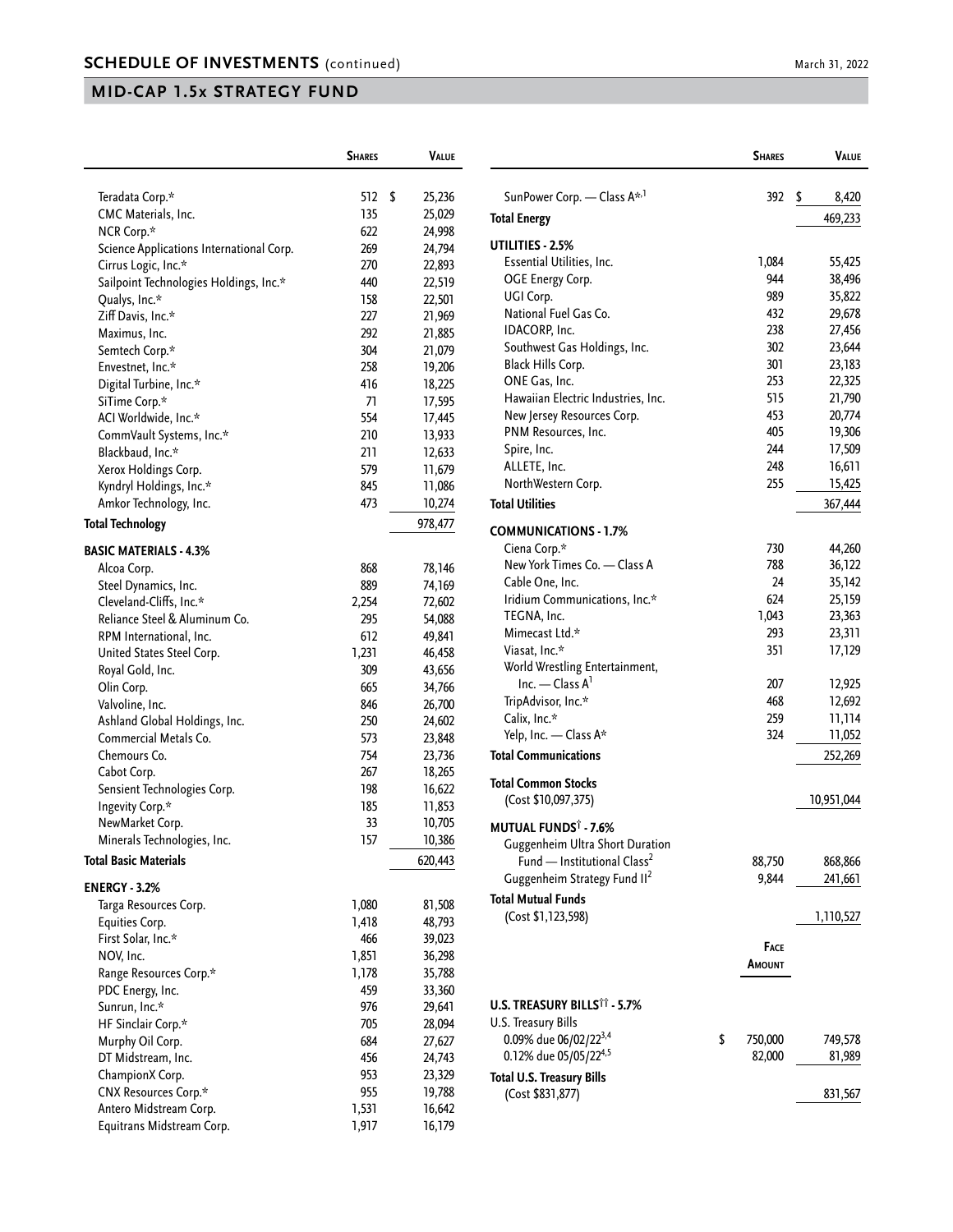## MID-CAP 1.5x STRATEGY FUND

| | Shares | Value |
|---|---|---|
| Teradata Corp.* | 512 | $ 25,236 |
| CMC Materials, Inc. | 135 | 25,029 |
| NCR Corp.* | 622 | 24,998 |
| Science Applications International Corp. | 269 | 24,794 |
| Cirrus Logic, Inc.* | 270 | 22,893 |
| Sailpoint Technologies Holdings, Inc.* | 440 | 22,519 |
| Qualys, Inc.* | 158 | 22,501 |
| Ziff Davis, Inc.* | 227 | 21,969 |
| Maximus, Inc. | 292 | 21,885 |
| Semtech Corp.* | 304 | 21,079 |
| Envestnet, Inc.* | 258 | 19,206 |
| Digital Turbine, Inc.* | 416 | 18,225 |
| SiTime Corp.* | 71 | 17,595 |
| ACI Worldwide, Inc.* | 554 | 17,445 |
| CommVault Systems, Inc.* | 210 | 13,933 |
| Blackbaud, Inc.* | 211 | 12,633 |
| Xerox Holdings Corp. | 579 | 11,679 |
| Kyndryl Holdings, Inc.* | 845 | 11,086 |
| Amkor Technology, Inc. | 473 | 10,274 |
| **Total Technology** | | 978,477 |
| **BASIC MATERIALS - 4.3%** | | |
| Alcoa Corp. | 868 | 78,146 |
| Steel Dynamics, Inc. | 889 | 74,169 |
| Cleveland-Cliffs, Inc.* | 2,254 | 72,602 |
| Reliance Steel & Aluminum Co. | 295 | 54,088 |
| RPM International, Inc. | 612 | 49,841 |
| United States Steel Corp. | 1,231 | 46,458 |
| Royal Gold, Inc. | 309 | 43,656 |
| Olin Corp. | 665 | 34,766 |
| Valvoline, Inc. | 846 | 26,700 |
| Ashland Global Holdings, Inc. | 250 | 24,602 |
| Commercial Metals Co. | 573 | 23,848 |
| Chemours Co. | 754 | 23,736 |
| Cabot Corp. | 267 | 18,265 |
| Sensient Technologies Corp. | 198 | 16,622 |
| Ingevity Corp.* | 185 | 11,853 |
| NewMarket Corp. | 33 | 10,705 |
| Minerals Technologies, Inc. | 157 | 10,386 |
| **Total Basic Materials** | | 620,443 |
| **ENERGY - 3.2%** | | |
| Targa Resources Corp. | 1,080 | 81,508 |
| Equities Corp. | 1,418 | 48,793 |
| First Solar, Inc.* | 466 | 39,023 |
| NOV, Inc. | 1,851 | 36,298 |
| Range Resources Corp.* | 1,178 | 35,788 |
| PDC Energy, Inc. | 459 | 33,360 |
| Sunrun, Inc.* | 976 | 29,641 |
| HF Sinclair Corp.* | 705 | 28,094 |
| Murphy Oil Corp. | 684 | 27,627 |
| DT Midstream, Inc. | 456 | 24,743 |
| ChampionX Corp. | 953 | 23,329 |
| CNX Resources Corp.* | 955 | 19,788 |
| Antero Midstream Corp. | 1,531 | 16,642 |
| Equitrans Midstream Corp. | 1,917 | 16,179 |
| SunPower Corp. — Class A*,[1] | 392 | $ 8,420 |
| **Total Energy** | | 469,233 |
| **UTILITIES - 2.5%** | | |
| Essential Utilities, Inc. | 1,084 | 55,425 |
| OGE Energy Corp. | 944 | 38,496 |
| UGI Corp. | 989 | 35,822 |
| National Fuel Gas Co. | 432 | 29,678 |
| IDACORP, Inc. | 238 | 27,456 |
| Southwest Gas Holdings, Inc. | 302 | 23,644 |
| Black Hills Corp. | 301 | 23,183 |
| ONE Gas, Inc. | 253 | 22,325 |
| Hawaiian Electric Industries, Inc. | 515 | 21,790 |
| New Jersey Resources Corp. | 453 | 20,774 |
| PNM Resources, Inc. | 405 | 19,306 |
| Spire, Inc. | 244 | 17,509 |
| ALLETE, Inc. | 248 | 16,611 |
| NorthWestern Corp. | 255 | 15,425 |
| **Total Utilities** | | 367,444 |
| **COMMUNICATIONS - 1.7%** | | |
| Ciena Corp.* | 730 | 44,260 |
| New York Times Co. — Class A | 788 | 36,122 |
| Cable One, Inc. | 24 | 35,142 |
| Iridium Communications, Inc.* | 624 | 25,159 |
| TEGNA, Inc. | 1,043 | 23,363 |
| Mimecast Ltd.* | 293 | 23,311 |
| Viasat, Inc.* | 351 | 17,129 |
| World Wrestling Entertainment, Inc. — Class A[1] | 207 | 12,925 |
| TripAdvisor, Inc.* | 468 | 12,692 |
| Calix, Inc.* | 259 | 11,114 |
| Yelp, Inc. — Class A* | 324 | 11,052 |
| **Total Communications** | | 252,269 |
| **Total Common Stocks** (Cost $10,097,375) | | 10,951,044 |
| **MUTUAL FUNDS[†] - 7.6%** | | |
| Guggenheim Ultra Short Duration Fund — Institutional Class[2] | 88,750 | 868,866 |
| Guggenheim Strategy Fund II[2] | 9,844 | 241,661 |
| **Total Mutual Funds** (Cost $1,123,598) | | 1,110,527 |

| | Face Amount | Value |
|---|---|---|
| **U.S. TREASURY BILLS[††] - 5.7%** | | |
| U.S. Treasury Bills | | |
| 0.09% due 06/02/22[3,4] | $ 750,000 | 749,578 |
| 0.12% due 05/05/22[4,5] | 82,000 | 81,989 |
| **Total U.S. Treasury Bills** (Cost $831,877) | | 831,567 |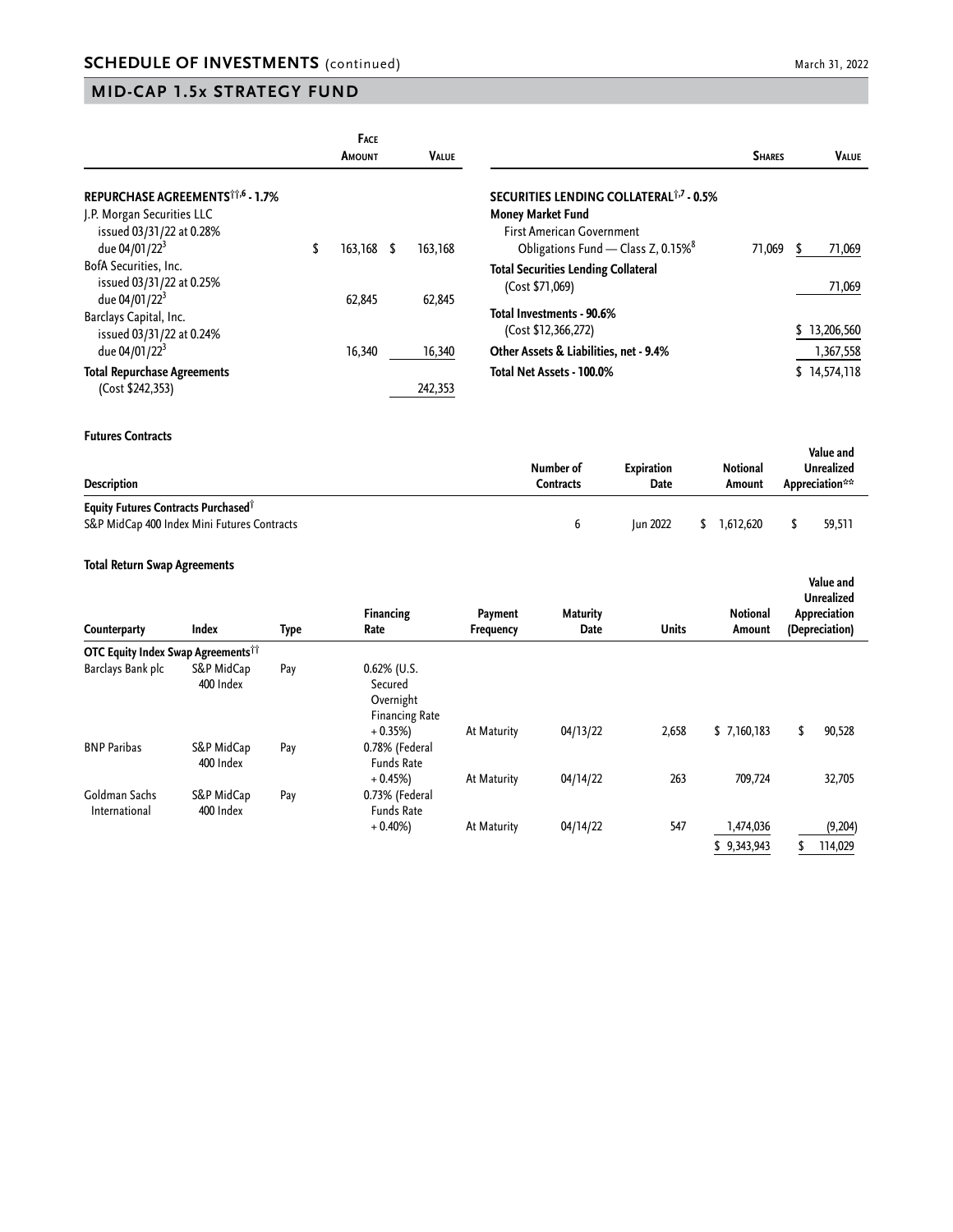## SCHEDULE OF INVESTMENTS (continued)

## MID-CAP 1.5x STRATEGY FUND

| | Face Amount | Value |
|---|---|---|
| **REPURCHASE AGREEMENTS††,6 - 1.7%** | | |
| J.P. Morgan Securities LLC issued 03/31/22 at 0.28% due 04/01/22[3] | $ 163,168 | $ 163,168 |
| BofA Securities, Inc. issued 03/31/22 at 0.25% due 04/01/22[3] | 62,845 | 62,845 |
| Barclays Capital, Inc. issued 03/31/22 at 0.24% due 04/01/22[3] | 16,340 | 16,340 |
| **Total Repurchase Agreements** (Cost $242,353) | | 242,353 |

| | Shares | Value |
|---|---|---|
| **SECURITIES LENDING COLLATERAL†,7 - 0.5%** | | |
| **Money Market Fund** | | |
| First American Government Obligations Fund — Class Z, 0.15%[8] | 71,069 | $ 71,069 |
| **Total Securities Lending Collateral** (Cost $71,069) | | 71,069 |
| **Total Investments - 90.6%** (Cost $12,366,272) | | $ 13,206,560 |
| **Other Assets & Liabilities, net - 9.4%** | | 1,367,558 |
| **Total Net Assets - 100.0%** | | $ 14,574,118 |

**Futures Contracts**

| Description | Number of Contracts | Expiration Date | Notional Amount | Value and Unrealized Appreciation** |
|---|---|---|---|---|
| **Equity Futures Contracts Purchased†** | | | | |
| S&P MidCap 400 Index Mini Futures Contracts | 6 | Jun 2022 | $ 1,612,620 | $ 59,511 |

**Total Return Swap Agreements**

| Counterparty | Index | Type | Financing Rate | Payment Frequency | Maturity Date | Units | Notional Amount | Value and Unrealized Appreciation (Depreciation) |
|---|---|---|---|---|---|---|---|---|
| **OTC Equity Index Swap Agreements††** | | | | | | | | |
| Barclays Bank plc | S&P MidCap 400 Index | Pay | 0.62% (U.S. Secured Overnight Financing Rate + 0.35%) | At Maturity | 04/13/22 | 2,658 | $ 7,160,183 | $ 90,528 |
| BNP Paribas | S&P MidCap 400 Index | Pay | 0.78% (Federal Funds Rate + 0.45%) | At Maturity | 04/14/22 | 263 | 709,724 | 32,705 |
| Goldman Sachs International | S&P MidCap 400 Index | Pay | 0.73% (Federal Funds Rate + 0.40%) | At Maturity | 04/14/22 | 547 | 1,474,036 | (9,204) |
| | | | | | | | $ 9,343,943 | $ 114,029 |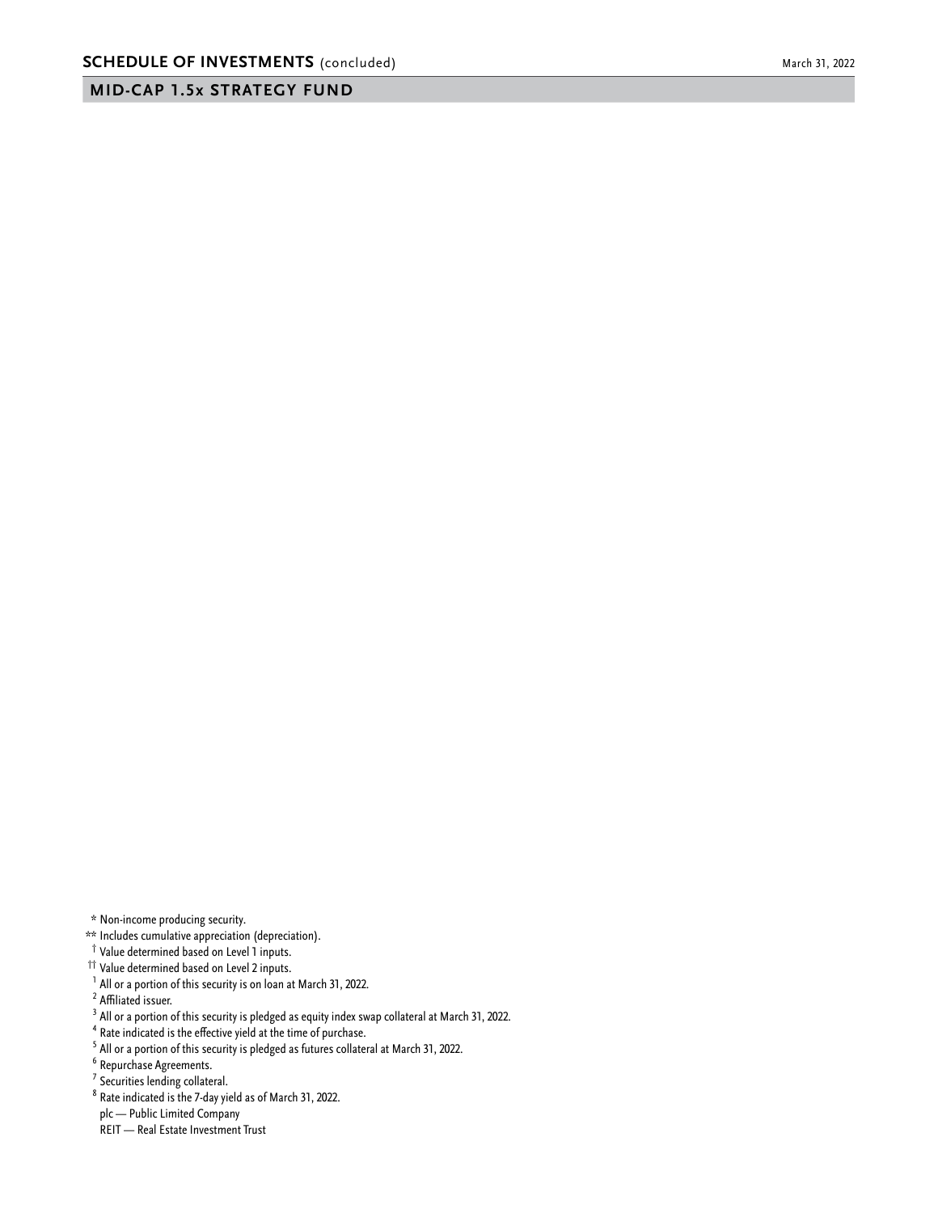## SCHEDULE OF INVESTMENTS (concluded)

## MID-CAP 1.5x STRATEGY FUND

\* Non-income producing security.
\*\* Includes cumulative appreciation (depreciation).
† Value determined based on Level 1 inputs.
†† Value determined based on Level 2 inputs.
[1] All or a portion of this security is on loan at March 31, 2022.
[2] Affiliated issuer.
[3] All or a portion of this security is pledged as equity index swap collateral at March 31, 2022.
[4] Rate indicated is the effective yield at the time of purchase.
[5] All or a portion of this security is pledged as futures collateral at March 31, 2022.
[6] Repurchase Agreements.
[7] Securities lending collateral.
[8] Rate indicated is the 7-day yield as of March 31, 2022.
plc — Public Limited Company
REIT — Real Estate Investment Trust